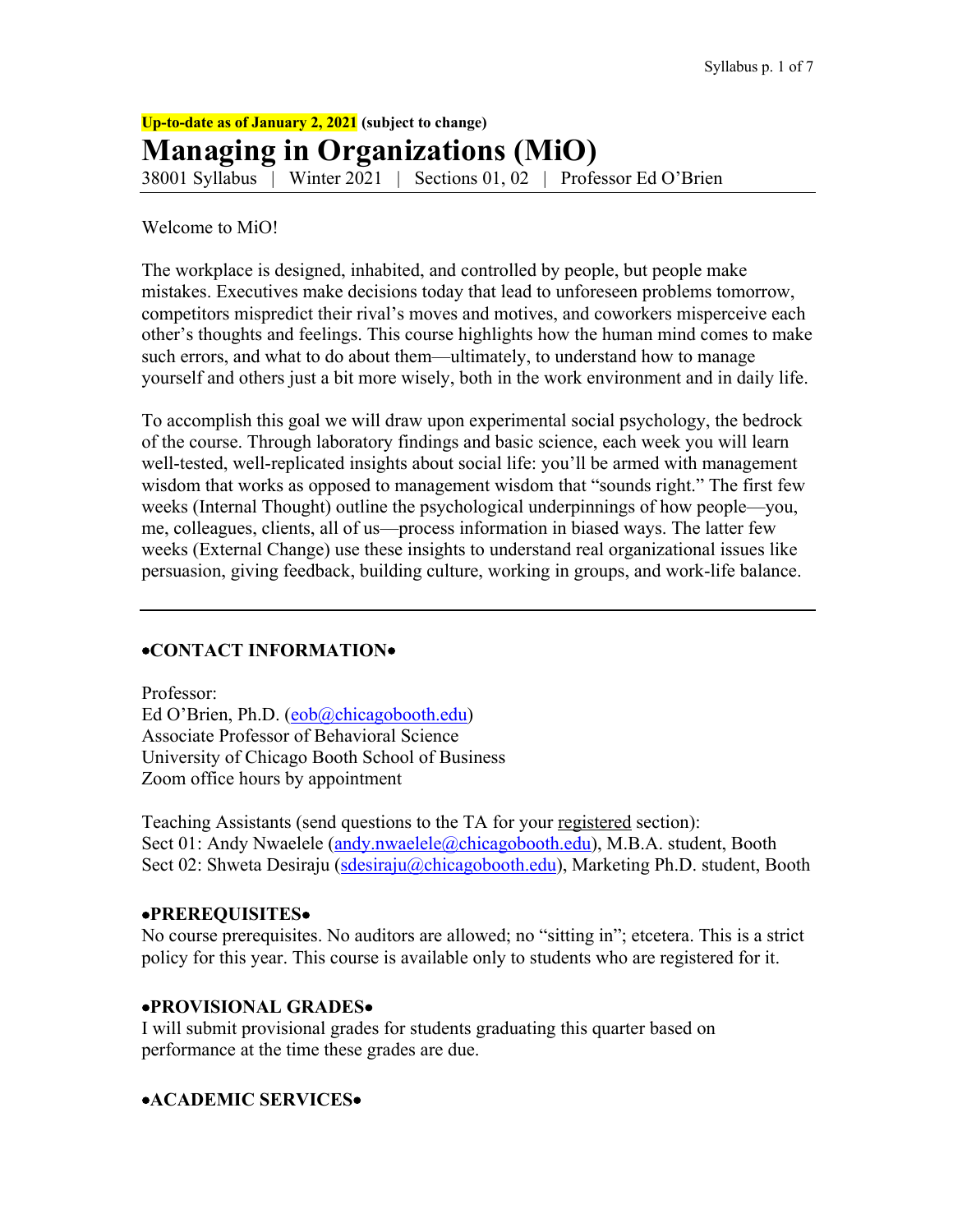**Up-to-date as of January 2, 2021 (subject to change)**

# Managing in Organizations (MiO)

38001 Syllabus | Winter 2021 | Sections 01, 02 | Professor Ed O'Brien

---

Welcome to MiO!

The workplace is designed, inhabited, and controlled by people, but people make mistakes. Executives make decisions today that lead to unforeseen problems tomorrow, competitors mispredict their rival's moves and motives, and coworkers misperceive each other's thoughts and feelings. This course highlights how the human mind comes to make such errors, and what to do about them—ultimately, to understand how to manage yourself and others just a bit more wisely, both in the work environment and in daily life.

To accomplish this goal we will draw upon experimental social psychology, the bedrock of the course. Through laboratory findings and basic science, each week you will learn well-tested, well-replicated insights about social life: you'll be armed with management wisdom that works as opposed to management wisdom that "sounds right." The first few weeks (Internal Thought) outline the psychological underpinnings of how people—you, me, colleagues, clients, all of us—process information in biased ways. The latter few weeks (External Change) use these insights to understand real organizational issues like persuasion, giving feedback, building culture, working in groups, and work-life balance.

---

## •CONTACT INFORMATION•

Professor:
Ed O'Brien, Ph.D. (eob@chicagobooth.edu)
Associate Professor of Behavioral Science
University of Chicago Booth School of Business
Zoom office hours by appointment

Teaching Assistants (send questions to the TA for your registered section):
Sect 01: Andy Nwaelele (andy.nwaelele@chicagobooth.edu), M.B.A. student, Booth
Sect 02: Shweta Desiraju (sdesiraju@chicagobooth.edu), Marketing Ph.D. student, Booth

## •PREREQUISITES•

No course prerequisites. No auditors are allowed; no "sitting in"; etcetera. This is a strict policy for this year. This course is available only to students who are registered for it.

## •PROVISIONAL GRADES•

I will submit provisional grades for students graduating this quarter based on performance at the time these grades are due.

## •ACADEMIC SERVICES•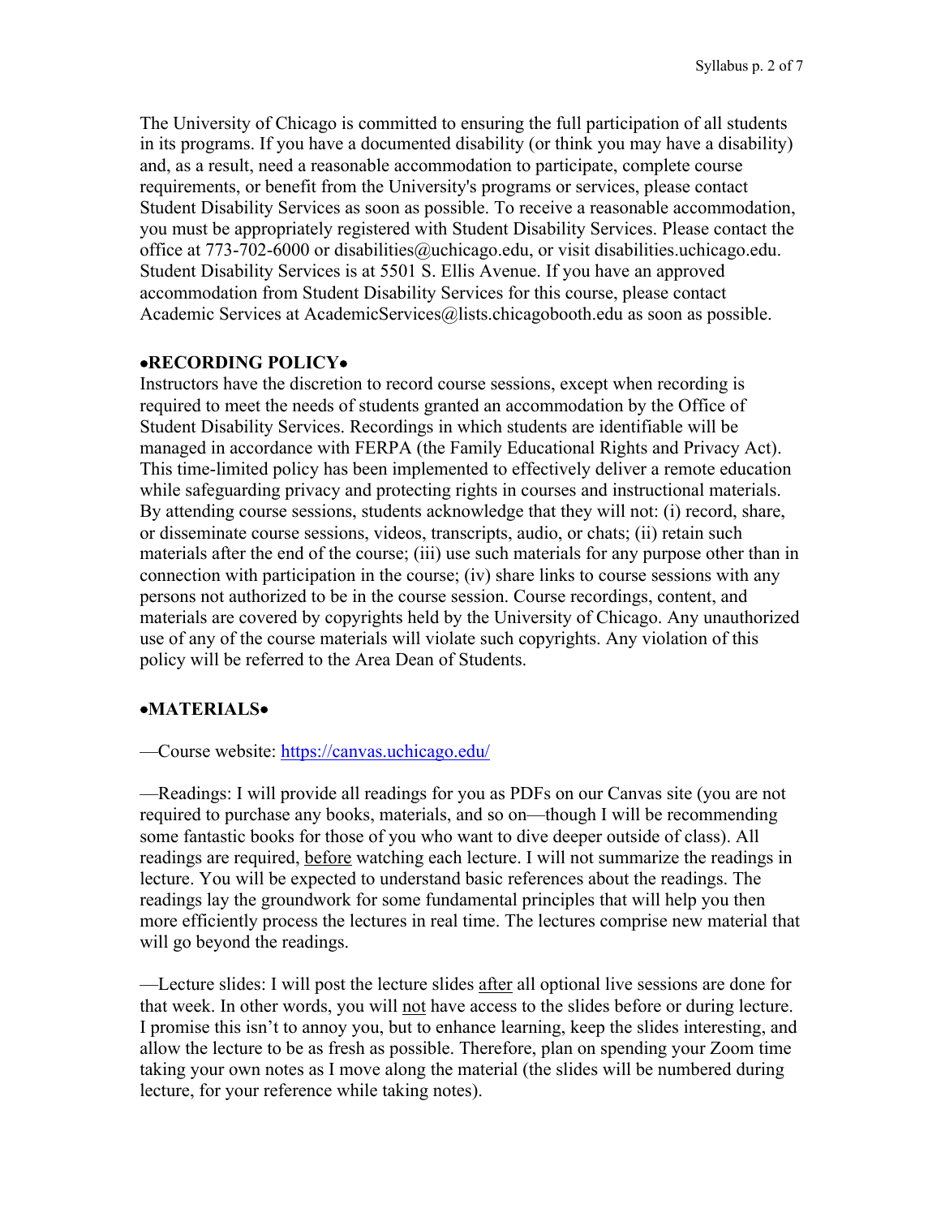The University of Chicago is committed to ensuring the full participation of all students in its programs. If you have a documented disability (or think you may have a disability) and, as a result, need a reasonable accommodation to participate, complete course requirements, or benefit from the University's programs or services, please contact Student Disability Services as soon as possible. To receive a reasonable accommodation, you must be appropriately registered with Student Disability Services. Please contact the office at 773-702-6000 or disabilities@uchicago.edu, or visit disabilities.uchicago.edu. Student Disability Services is at 5501 S. Ellis Avenue. If you have an approved accommodation from Student Disability Services for this course, please contact Academic Services at AcademicServices@lists.chicagobooth.edu as soon as possible.

## •RECORDING POLICY•

Instructors have the discretion to record course sessions, except when recording is required to meet the needs of students granted an accommodation by the Office of Student Disability Services. Recordings in which students are identifiable will be managed in accordance with FERPA (the Family Educational Rights and Privacy Act). This time-limited policy has been implemented to effectively deliver a remote education while safeguarding privacy and protecting rights in courses and instructional materials. By attending course sessions, students acknowledge that they will not: (i) record, share, or disseminate course sessions, videos, transcripts, audio, or chats; (ii) retain such materials after the end of the course; (iii) use such materials for any purpose other than in connection with participation in the course; (iv) share links to course sessions with any persons not authorized to be in the course session. Course recordings, content, and materials are covered by copyrights held by the University of Chicago. Any unauthorized use of any of the course materials will violate such copyrights. Any violation of this policy will be referred to the Area Dean of Students.

## •MATERIALS•

—Course website: [https://canvas.uchicago.edu/](https://canvas.uchicago.edu/)

—Readings: I will provide all readings for you as PDFs on our Canvas site (you are not required to purchase any books, materials, and so on—though I will be recommending some fantastic books for those of you who want to dive deeper outside of class). All readings are required, <u>before</u> watching each lecture. I will not summarize the readings in lecture. You will be expected to understand basic references about the readings. The readings lay the groundwork for some fundamental principles that will help you then more efficiently process the lectures in real time. The lectures comprise new material that will go beyond the readings.

—Lecture slides: I will post the lecture slides <u>after</u> all optional live sessions are done for that week. In other words, you will <u>not</u> have access to the slides before or during lecture. I promise this isn't to annoy you, but to enhance learning, keep the slides interesting, and allow the lecture to be as fresh as possible. Therefore, plan on spending your Zoom time taking your own notes as I move along the material (the slides will be numbered during lecture, for your reference while taking notes).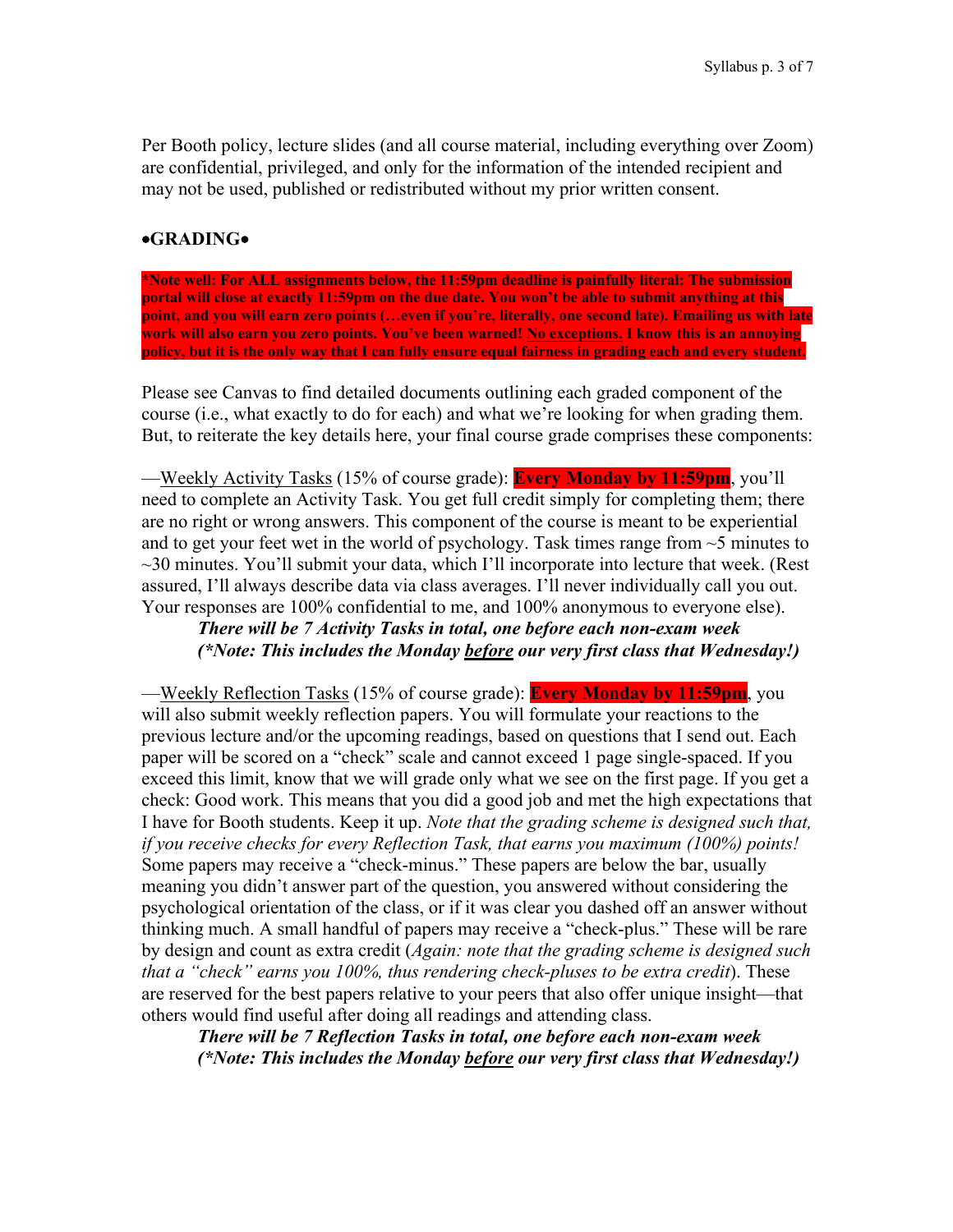Per Booth policy, lecture slides (and all course material, including everything over Zoom) are confidential, privileged, and only for the information of the intended recipient and may not be used, published or redistributed without my prior written consent.

## •GRADING•

**\*Note well: For ALL assignments below, the 11:59pm deadline is painfully literal: The submission portal will close at exactly 11:59pm on the due date. You won't be able to submit anything at this point, and you will earn zero points (…even if you're, literally, one second late). Emailing us with late work will also earn you zero points. You've been warned! <u>No exceptions.</u> I know this is an annoying policy, but it is the only way that I can fully ensure equal fairness in grading each and every student.**

Please see Canvas to find detailed documents outlining each graded component of the course (i.e., what exactly to do for each) and what we're looking for when grading them. But, to reiterate the key details here, your final course grade comprises these components:

—<u>Weekly Activity Tasks</u> (15% of course grade): **Every Monday by 11:59pm**, you'll need to complete an Activity Task. You get full credit simply for completing them; there are no right or wrong answers. This component of the course is meant to be experiential and to get your feet wet in the world of psychology. Task times range from ~5 minutes to ~30 minutes. You'll submit your data, which I'll incorporate into lecture that week. (Rest assured, I'll always describe data via class averages. I'll never individually call you out. Your responses are 100% confidential to me, and 100% anonymous to everyone else).

> ***There will be 7 Activity Tasks in total, one before each non-exam week***
> ***(\*Note: This includes the Monday <u>before</u> our very first class that Wednesday!)***

—<u>Weekly Reflection Tasks</u> (15% of course grade): **Every Monday by 11:59pm**, you will also submit weekly reflection papers. You will formulate your reactions to the previous lecture and/or the upcoming readings, based on questions that I send out. Each paper will be scored on a "check" scale and cannot exceed 1 page single-spaced. If you exceed this limit, know that we will grade only what we see on the first page. If you get a check: Good work. This means that you did a good job and met the high expectations that I have for Booth students. Keep it up. *Note that the grading scheme is designed such that, if you receive checks for every Reflection Task, that earns you maximum (100%) points!* Some papers may receive a "check-minus." These papers are below the bar, usually meaning you didn't answer part of the question, you answered without considering the psychological orientation of the class, or if it was clear you dashed off an answer without thinking much. A small handful of papers may receive a "check-plus." These will be rare by design and count as extra credit (*Again: note that the grading scheme is designed such that a "check" earns you 100%, thus rendering check-pluses to be extra credit*). These are reserved for the best papers relative to your peers that also offer unique insight—that others would find useful after doing all readings and attending class.

> ***There will be 7 Reflection Tasks in total, one before each non-exam week***
> ***(\*Note: This includes the Monday <u>before</u> our very first class that Wednesday!)***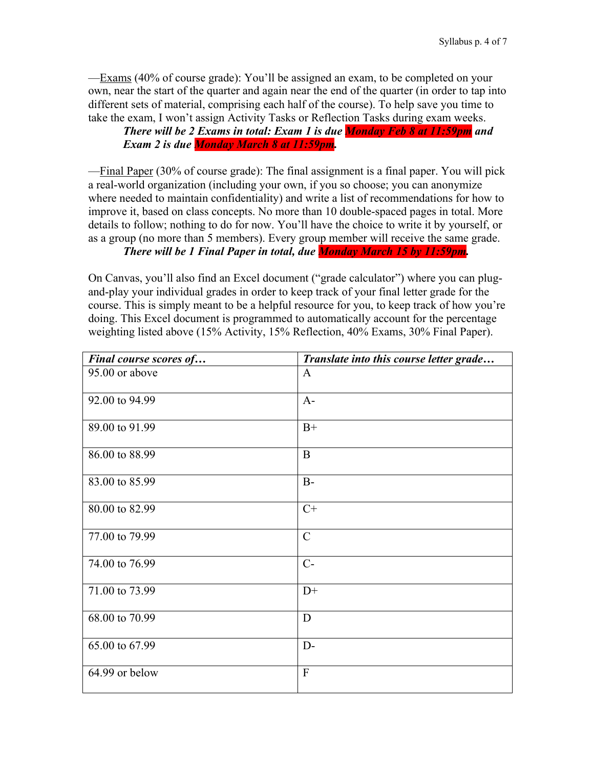—<u>Exams</u> (40% of course grade): You'll be assigned an exam, to be completed on your own, near the start of the quarter and again near the end of the quarter (in order to tap into different sets of material, comprising each half of the course). To help save you time to take the exam, I won't assign Activity Tasks or Reflection Tasks during exam weeks.

> ***There will be 2 Exams in total: Exam 1 is due Monday Feb 8 at 11:59pm and Exam 2 is due Monday March 8 at 11:59pm.***

—<u>Final Paper</u> (30% of course grade): The final assignment is a final paper. You will pick a real-world organization (including your own, if you so choose; you can anonymize where needed to maintain confidentiality) and write a list of recommendations for how to improve it, based on class concepts. No more than 10 double-spaced pages in total. More details to follow; nothing to do for now. You'll have the choice to write it by yourself, or as a group (no more than 5 members). Every group member will receive the same grade.

> ***There will be 1 Final Paper in total, due Monday March 15 by 11:59pm.***

On Canvas, you'll also find an Excel document ("grade calculator") where you can plug-and-play your individual grades in order to keep track of your final letter grade for the course. This is simply meant to be a helpful resource for you, to keep track of how you're doing. This Excel document is programmed to automatically account for the percentage weighting listed above (15% Activity, 15% Reflection, 40% Exams, 30% Final Paper).

| *Final course scores of…* | *Translate into this course letter grade…* |
|---|---|
| 95.00 or above | A |
| 92.00 to 94.99 | A- |
| 89.00 to 91.99 | B+ |
| 86.00 to 88.99 | B |
| 83.00 to 85.99 | B- |
| 80.00 to 82.99 | C+ |
| 77.00 to 79.99 | C |
| 74.00 to 76.99 | C- |
| 71.00 to 73.99 | D+ |
| 68.00 to 70.99 | D |
| 65.00 to 67.99 | D- |
| 64.99 or below | F |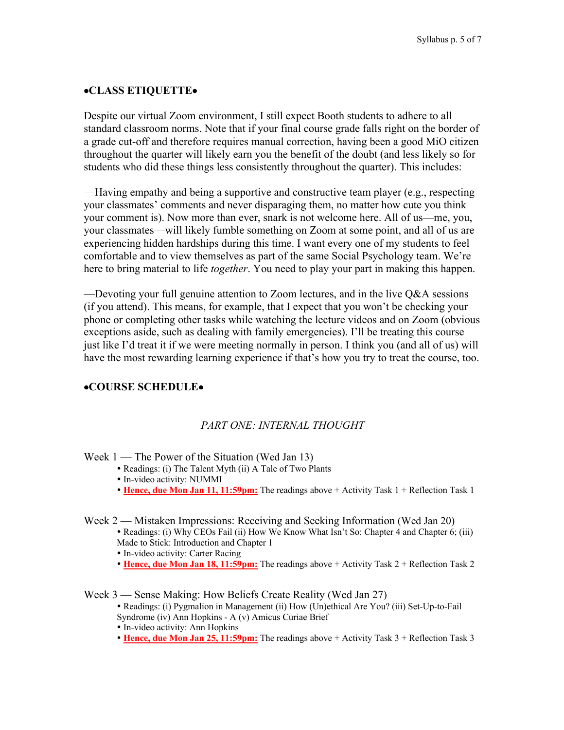## •CLASS ETIQUETTE•

Despite our virtual Zoom environment, I still expect Booth students to adhere to all standard classroom norms. Note that if your final course grade falls right on the border of a grade cut-off and therefore requires manual correction, having been a good MiO citizen throughout the quarter will likely earn you the benefit of the doubt (and less likely so for students who did these things less consistently throughout the quarter). This includes:

—Having empathy and being a supportive and constructive team player (e.g., respecting your classmates' comments and never disparaging them, no matter how cute you think your comment is). Now more than ever, snark is not welcome here. All of us—me, you, your classmates—will likely fumble something on Zoom at some point, and all of us are experiencing hidden hardships during this time. I want every one of my students to feel comfortable and to view themselves as part of the same Social Psychology team. We're here to bring material to life *together*. You need to play your part in making this happen.

—Devoting your full genuine attention to Zoom lectures, and in the live Q&A sessions (if you attend). This means, for example, that I expect that you won't be checking your phone or completing other tasks while watching the lecture videos and on Zoom (obvious exceptions aside, such as dealing with family emergencies). I'll be treating this course just like I'd treat it if we were meeting normally in person. I think you (and all of us) will have the most rewarding learning experience if that's how you try to treat the course, too.

## •COURSE SCHEDULE•

### *PART ONE: INTERNAL THOUGHT*

Week 1 — The Power of the Situation (Wed Jan 13)

- Readings: (i) The Talent Myth (ii) A Tale of Two Plants
- In-video activity: NUMMI
- **Hence, due Mon Jan 11, 11:59pm:** The readings above + Activity Task 1 + Reflection Task 1

Week 2 — Mistaken Impressions: Receiving and Seeking Information (Wed Jan 20)

- Readings: (i) Why CEOs Fail (ii) How We Know What Isn't So: Chapter 4 and Chapter 6; (iii) Made to Stick: Introduction and Chapter 1
- In-video activity: Carter Racing
- **Hence, due Mon Jan 18, 11:59pm:** The readings above + Activity Task 2 + Reflection Task 2

Week 3 — Sense Making: How Beliefs Create Reality (Wed Jan 27)

- Readings: (i) Pygmalion in Management (ii) How (Un)ethical Are You? (iii) Set-Up-to-Fail Syndrome (iv) Ann Hopkins - A (v) Amicus Curiae Brief
- In-video activity: Ann Hopkins
- **Hence, due Mon Jan 25, 11:59pm:** The readings above + Activity Task 3 + Reflection Task 3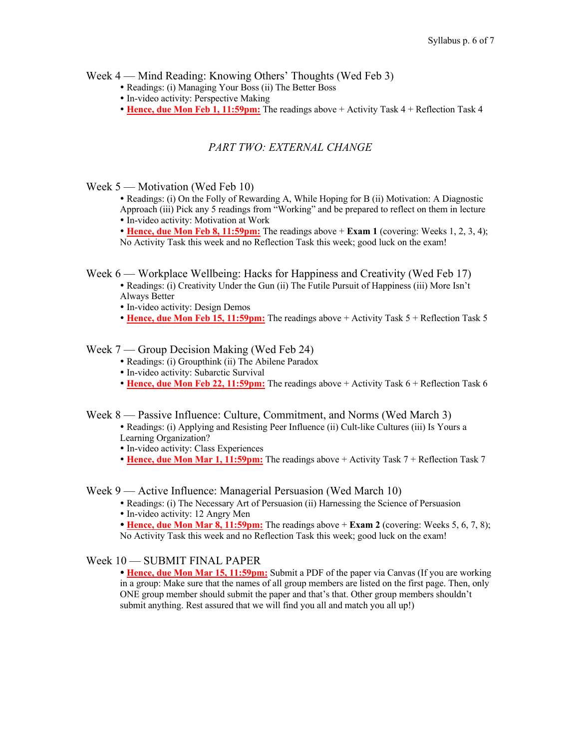### Week 4 — Mind Reading: Knowing Others' Thoughts (Wed Feb 3)

- Readings: (i) Managing Your Boss (ii) The Better Boss
- In-video activity: Perspective Making
- **Hence, due Mon Feb 1, 11:59pm:** The readings above + Activity Task 4 + Reflection Task 4

## *PART TWO: EXTERNAL CHANGE*

### Week 5 — Motivation (Wed Feb 10)

- Readings: (i) On the Folly of Rewarding A, While Hoping for B (ii) Motivation: A Diagnostic Approach (iii) Pick any 5 readings from "Working" and be prepared to reflect on them in lecture
- In-video activity: Motivation at Work
- **Hence, due Mon Feb 8, 11:59pm:** The readings above + **Exam 1** (covering: Weeks 1, 2, 3, 4); No Activity Task this week and no Reflection Task this week; good luck on the exam!

### Week 6 — Workplace Wellbeing: Hacks for Happiness and Creativity (Wed Feb 17)

- Readings: (i) Creativity Under the Gun (ii) The Futile Pursuit of Happiness (iii) More Isn't Always Better
- In-video activity: Design Demos
- **Hence, due Mon Feb 15, 11:59pm:** The readings above + Activity Task 5 + Reflection Task 5

### Week 7 — Group Decision Making (Wed Feb 24)

- Readings: (i) Groupthink (ii) The Abilene Paradox
- In-video activity: Subarctic Survival
- **Hence, due Mon Feb 22, 11:59pm:** The readings above + Activity Task 6 + Reflection Task 6

### Week 8 — Passive Influence: Culture, Commitment, and Norms (Wed March 3)

- Readings: (i) Applying and Resisting Peer Influence (ii) Cult-like Cultures (iii) Is Yours a Learning Organization?
- In-video activity: Class Experiences
- **Hence, due Mon Mar 1, 11:59pm:** The readings above + Activity Task 7 + Reflection Task 7

### Week 9 — Active Influence: Managerial Persuasion (Wed March 10)

- Readings: (i) The Necessary Art of Persuasion (ii) Harnessing the Science of Persuasion
- In-video activity: 12 Angry Men
- **Hence, due Mon Mar 8, 11:59pm:** The readings above + **Exam 2** (covering: Weeks 5, 6, 7, 8); No Activity Task this week and no Reflection Task this week; good luck on the exam!

### Week 10 — SUBMIT FINAL PAPER

- **Hence, due Mon Mar 15, 11:59pm:** Submit a PDF of the paper via Canvas (If you are working in a group: Make sure that the names of all group members are listed on the first page. Then, only ONE group member should submit the paper and that's that. Other group members shouldn't submit anything. Rest assured that we will find you all and match you all up!)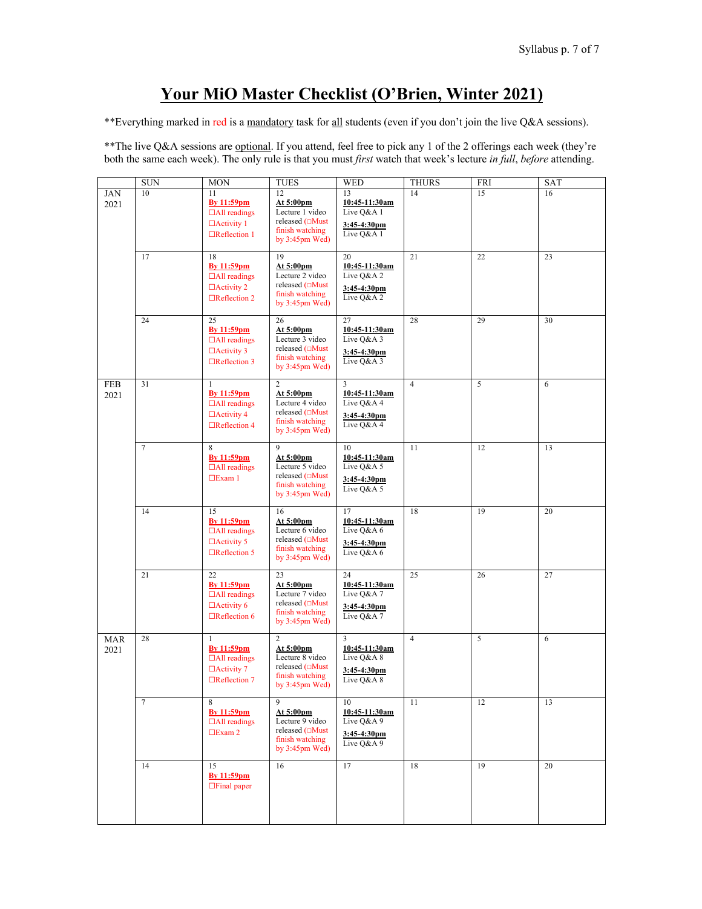# Your MiO Master Checklist (O'Brien, Winter 2021)

**Everything marked in red is a mandatory task for all students (even if you don't join the live Q&A sessions).

**The live Q&A sessions are optional. If you attend, feel free to pick any 1 of the 2 offerings each week (they're both the same each week). The only rule is that you must *first* watch that week's lecture *in full*, *before* attending.

| | SUN | MON | TUES | WED | THURS | FRI | SAT |
|---|---|---|---|---|---|---|---|
| JAN 2021 | 10 | 11<br>**By 11:59pm**<br>☐All readings<br>☐Activity 1<br>☐Reflection 1 | 12<br>**At 5:00pm**<br>Lecture 1 video released (☐Must finish watching by 3:45pm Wed) | 13<br>**10:45-11:30am**<br>Live Q&A 1<br>**3:45-4:30pm**<br>Live Q&A 1 | 14 | 15 | 16 |
| | 17 | 18<br>**By 11:59pm**<br>☐All readings<br>☐Activity 2<br>☐Reflection 2 | 19<br>**At 5:00pm**<br>Lecture 2 video released (☐Must finish watching by 3:45pm Wed) | 20<br>**10:45-11:30am**<br>Live Q&A 2<br>**3:45-4:30pm**<br>Live Q&A 2 | 21 | 22 | 23 |
| | 24 | 25<br>**By 11:59pm**<br>☐All readings<br>☐Activity 3<br>☐Reflection 3 | 26<br>**At 5:00pm**<br>Lecture 3 video released (☐Must finish watching by 3:45pm Wed) | 27<br>**10:45-11:30am**<br>Live Q&A 3<br>**3:45-4:30pm**<br>Live Q&A 3 | 28 | 29 | 30 |
| FEB 2021 | 31 | 1<br>**By 11:59pm**<br>☐All readings<br>☐Activity 4<br>☐Reflection 4 | 2<br>**At 5:00pm**<br>Lecture 4 video released (☐Must finish watching by 3:45pm Wed) | 3<br>**10:45-11:30am**<br>Live Q&A 4<br>**3:45-4:30pm**<br>Live Q&A 4 | 4 | 5 | 6 |
| | 7 | 8<br>**By 11:59pm**<br>☐All readings<br>☐Exam 1 | 9<br>**At 5:00pm**<br>Lecture 5 video released (☐Must finish watching by 3:45pm Wed) | 10<br>**10:45-11:30am**<br>Live Q&A 5<br>**3:45-4:30pm**<br>Live Q&A 5 | 11 | 12 | 13 |
| | 14 | 15<br>**By 11:59pm**<br>☐All readings<br>☐Activity 5<br>☐Reflection 5 | 16<br>**At 5:00pm**<br>Lecture 6 video released (☐Must finish watching by 3:45pm Wed) | 17<br>**10:45-11:30am**<br>Live Q&A 6<br>**3:45-4:30pm**<br>Live Q&A 6 | 18 | 19 | 20 |
| | 21 | 22<br>**By 11:59pm**<br>☐All readings<br>☐Activity 6<br>☐Reflection 6 | 23<br>**At 5:00pm**<br>Lecture 7 video released (☐Must finish watching by 3:45pm Wed) | 24<br>**10:45-11:30am**<br>Live Q&A 7<br>**3:45-4:30pm**<br>Live Q&A 7 | 25 | 26 | 27 |
| MAR 2021 | 28 | 1<br>**By 11:59pm**<br>☐All readings<br>☐Activity 7<br>☐Reflection 7 | 2<br>**At 5:00pm**<br>Lecture 8 video released (☐Must finish watching by 3:45pm Wed) | 3<br>**10:45-11:30am**<br>Live Q&A 8<br>**3:45-4:30pm**<br>Live Q&A 8 | 4 | 5 | 6 |
| | 7 | 8<br>**By 11:59pm**<br>☐All readings<br>☐Exam 2 | 9<br>**At 5:00pm**<br>Lecture 9 video released (☐Must finish watching by 3:45pm Wed) | 10<br>**10:45-11:30am**<br>Live Q&A 9<br>**3:45-4:30pm**<br>Live Q&A 9 | 11 | 12 | 13 |
| | 14 | 15<br>**By 11:59pm**<br>☐Final paper | 16 | 17 | 18 | 19 | 20 |